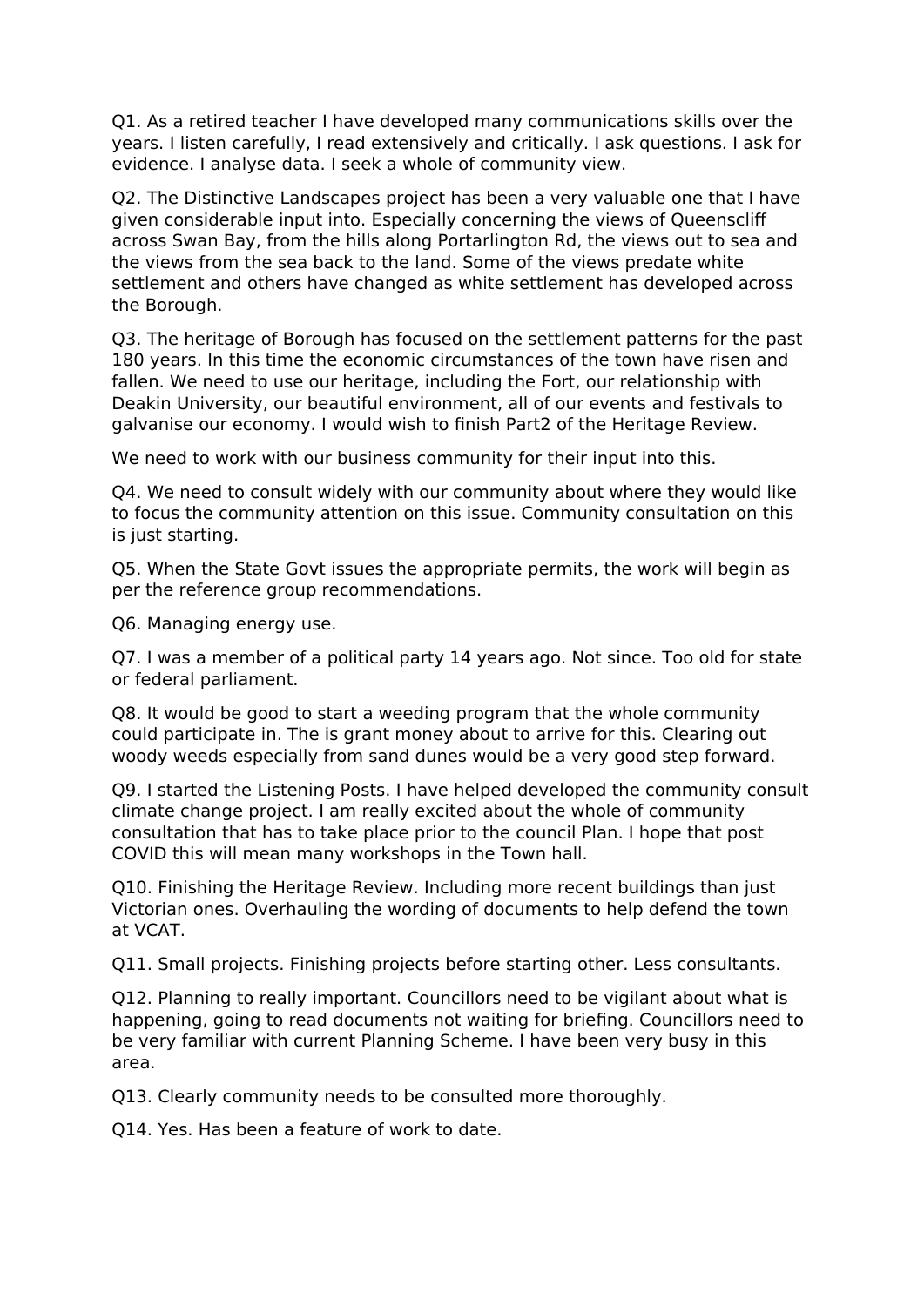Q1. As a retired teacher I have developed many communications skills over the years. I listen carefully, I read extensively and critically. I ask questions. I ask for evidence. I analyse data. I seek a whole of community view.

Q2. The Distinctive Landscapes project has been a very valuable one that I have given considerable input into. Especially concerning the views of Queenscliff across Swan Bay, from the hills along Portarlington Rd, the views out to sea and the views from the sea back to the land. Some of the views predate white settlement and others have changed as white settlement has developed across the Borough.

Q3. The heritage of Borough has focused on the settlement patterns for the past 180 years. In this time the economic circumstances of the town have risen and fallen. We need to use our heritage, including the Fort, our relationship with Deakin University, our beautiful environment, all of our events and festivals to galvanise our economy. I would wish to finish Part2 of the Heritage Review.

We need to work with our business community for their input into this.

Q4. We need to consult widely with our community about where they would like to focus the community attention on this issue. Community consultation on this is just starting.

Q5. When the State Govt issues the appropriate permits, the work will begin as per the reference group recommendations.

Q6. Managing energy use.

Q7. I was a member of a political party 14 years ago. Not since. Too old for state or federal parliament.

Q8. It would be good to start a weeding program that the whole community could participate in. The is grant money about to arrive for this. Clearing out woody weeds especially from sand dunes would be a very good step forward.

Q9. I started the Listening Posts. I have helped developed the community consult climate change project. I am really excited about the whole of community consultation that has to take place prior to the council Plan. I hope that post COVID this will mean many workshops in the Town hall.

Q10. Finishing the Heritage Review. Including more recent buildings than just Victorian ones. Overhauling the wording of documents to help defend the town at VCAT.

Q11. Small projects. Finishing projects before starting other. Less consultants.

Q12. Planning to really important. Councillors need to be vigilant about what is happening, going to read documents not waiting for briefing. Councillors need to be very familiar with current Planning Scheme. I have been very busy in this area.

Q13. Clearly community needs to be consulted more thoroughly.

Q14. Yes. Has been a feature of work to date.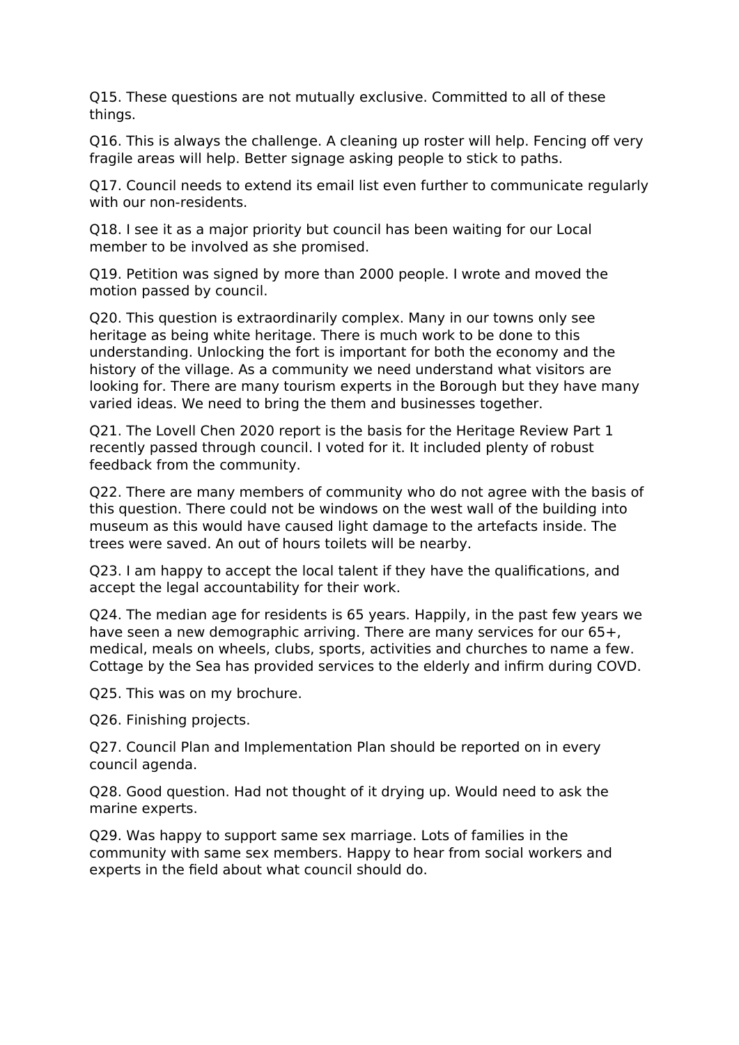Q15. These questions are not mutually exclusive. Committed to all of these things.

Q16. This is always the challenge. A cleaning up roster will help. Fencing off very fragile areas will help. Better signage asking people to stick to paths.

Q17. Council needs to extend its email list even further to communicate regularly with our non-residents.

Q18. I see it as a major priority but council has been waiting for our Local member to be involved as she promised.

Q19. Petition was signed by more than 2000 people. I wrote and moved the motion passed by council.

Q20. This question is extraordinarily complex. Many in our towns only see heritage as being white heritage. There is much work to be done to this understanding. Unlocking the fort is important for both the economy and the history of the village. As a community we need understand what visitors are looking for. There are many tourism experts in the Borough but they have many varied ideas. We need to bring the them and businesses together.

Q21. The Lovell Chen 2020 report is the basis for the Heritage Review Part 1 recently passed through council. I voted for it. It included plenty of robust feedback from the community.

Q22. There are many members of community who do not agree with the basis of this question. There could not be windows on the west wall of the building into museum as this would have caused light damage to the artefacts inside. The trees were saved. An out of hours toilets will be nearby.

Q23. I am happy to accept the local talent if they have the qualifications, and accept the legal accountability for their work.

Q24. The median age for residents is 65 years. Happily, in the past few years we have seen a new demographic arriving. There are many services for our 65+, medical, meals on wheels, clubs, sports, activities and churches to name a few. Cottage by the Sea has provided services to the elderly and infirm during COVD.

Q25. This was on my brochure.

Q26. Finishing projects.

Q27. Council Plan and Implementation Plan should be reported on in every council agenda.

Q28. Good question. Had not thought of it drying up. Would need to ask the marine experts.

Q29. Was happy to support same sex marriage. Lots of families in the community with same sex members. Happy to hear from social workers and experts in the field about what council should do.